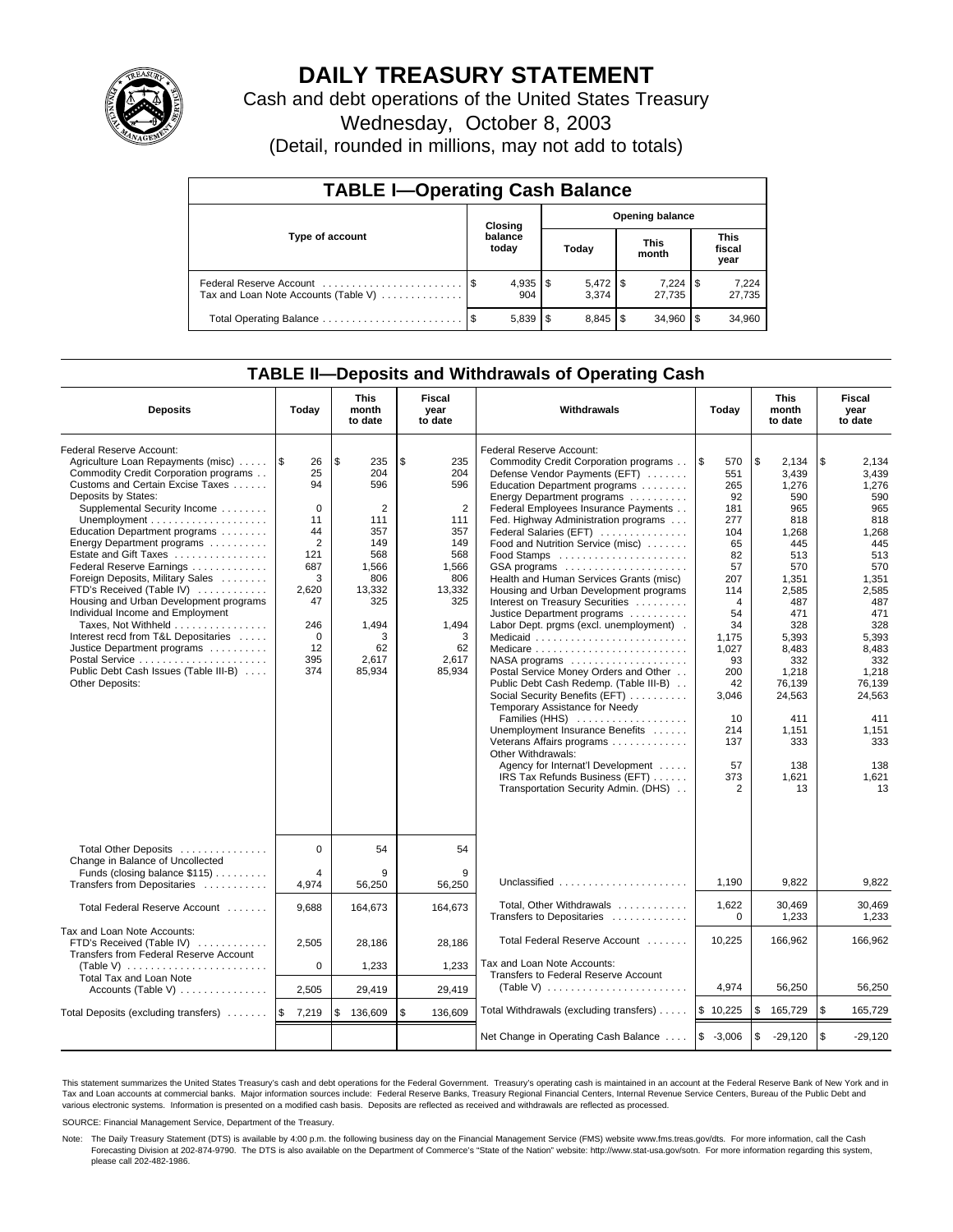# DAILY TREASURY STATEMENT

Cash and debt operations of the United States Treasury

Wednesday, October 8, 2003

(Detail, rounded in millions, may not add to totals)

## TABLE I—Operating Cash Balance

| Type of account | Closing balance today | Opening balance Today | Opening balance This month | Opening balance This fiscal year |
|---|---|---|---|---|
| Federal Reserve Account | $ 4,935 | $ 5,472 | $ 7,224 | $ 7,224 |
| Tax and Loan Note Accounts (Table V) | 904 | 3,374 | 27,735 | 27,735 |
| Total Operating Balance | $ 5,839 | $ 8,845 | $ 34,960 | $ 34,960 |

## TABLE II—Deposits and Withdrawals of Operating Cash

| Deposits | Today | This month to date | Fiscal year to date |
|---|---|---|---|
| Federal Reserve Account: | | | |
| Agriculture Loan Repayments (misc) | $ 26 | $ 235 | $ 235 |
| Commodity Credit Corporation programs | 25 | 204 | 204 |
| Customs and Certain Excise Taxes | 94 | 596 | 596 |
| Deposits by States: | | | |
| Supplemental Security Income | 0 | 2 | 2 |
| Unemployment | 11 | 111 | 111 |
| Education Department programs | 44 | 357 | 357 |
| Energy Department programs | 2 | 149 | 149 |
| Estate and Gift Taxes | 121 | 568 | 568 |
| Federal Reserve Earnings | 687 | 1,566 | 1,566 |
| Foreign Deposits, Military Sales | 3 | 806 | 806 |
| FTD's Received (Table IV) | 2,620 | 13,332 | 13,332 |
| Housing and Urban Development programs | 47 | 325 | 325 |
| Individual Income and Employment Taxes, Not Withheld | 246 | 1,494 | 1,494 |
| Interest recd from T&L Depositaries | 0 | 3 | 3 |
| Justice Department programs | 12 | 62 | 62 |
| Postal Service | 395 | 2,617 | 2,617 |
| Public Debt Cash Issues (Table III-B) | 374 | 85,934 | 85,934 |
| Other Deposits: | | | |
| Total Other Deposits | 0 | 54 | 54 |
| Change in Balance of Uncollected Funds (closing balance $115) | 4 | 9 | 9 |
| Transfers from Depositaries | 4,974 | 56,250 | 56,250 |
| Total Federal Reserve Account | 9,688 | 164,673 | 164,673 |
| Tax and Loan Note Accounts: | | | |
| FTD's Received (Table IV) | 2,505 | 28,186 | 28,186 |
| Transfers from Federal Reserve Account (Table V) | 0 | 1,233 | 1,233 |
| Total Tax and Loan Note Accounts (Table V) | 2,505 | 29,419 | 29,419 |
| Total Deposits (excluding transfers) | $ 7,219 | $ 136,609 | $ 136,609 |

| Withdrawals | Today | This month to date | Fiscal year to date |
|---|---|---|---|
| Federal Reserve Account: | | | |
| Commodity Credit Corporation programs | $ 570 | $ 2,134 | $ 2,134 |
| Defense Vendor Payments (EFT) | 551 | 3,439 | 3,439 |
| Education Department programs | 265 | 1,276 | 1,276 |
| Energy Department programs | 92 | 590 | 590 |
| Federal Employees Insurance Payments | 181 | 965 | 965 |
| Fed. Highway Administration programs | 277 | 818 | 818 |
| Federal Salaries (EFT) | 104 | 1,268 | 1,268 |
| Food and Nutrition Service (misc) | 65 | 445 | 445 |
| Food Stamps | 82 | 513 | 513 |
| GSA programs | 57 | 570 | 570 |
| Health and Human Services Grants (misc) | 207 | 1,351 | 1,351 |
| Housing and Urban Development programs | 114 | 2,585 | 2,585 |
| Interest on Treasury Securities | 4 | 487 | 487 |
| Justice Department programs | 54 | 471 | 471 |
| Labor Dept. prgms (excl. unemployment) | 34 | 328 | 328 |
| Medicaid | 1,175 | 5,393 | 5,393 |
| Medicare | 1,027 | 8,483 | 8,483 |
| NASA programs | 93 | 332 | 332 |
| Postal Service Money Orders and Other | 200 | 1,218 | 1,218 |
| Public Debt Cash Redemp. (Table III-B) | 42 | 76,139 | 76,139 |
| Social Security Benefits (EFT) | 3,046 | 24,563 | 24,563 |
| Temporary Assistance for Needy Families (HHS) | 10 | 411 | 411 |
| Unemployment Insurance Benefits | 214 | 1,151 | 1,151 |
| Veterans Affairs programs | 137 | 333 | 333 |
| Other Withdrawals: | | | |
| Agency for Internat'l Development | 57 | 138 | 138 |
| IRS Tax Refunds Business (EFT) | 373 | 1,621 | 1,621 |
| Transportation Security Admin. (DHS) | 2 | 13 | 13 |
| Unclassified | 1,190 | 9,822 | 9,822 |
| Total, Other Withdrawals | 1,622 | 30,469 | 30,469 |
| Transfers to Depositaries | 0 | 1,233 | 1,233 |
| Total Federal Reserve Account | 10,225 | 166,962 | 166,962 |
| Tax and Loan Note Accounts: | | | |
| Transfers to Federal Reserve Account (Table V) | 4,974 | 56,250 | 56,250 |
| Total Withdrawals (excluding transfers) | $ 10,225 | $ 165,729 | $ 165,729 |
| Net Change in Operating Cash Balance | $ -3,006 | $ -29,120 | $ -29,120 |

This statement summarizes the United States Treasury's cash and debt operations for the Federal Government. Treasury's operating cash is maintained in an account at the Federal Reserve Bank of New York and in Tax and Loan accounts at commercial banks. Major information sources include: Federal Reserve Banks, Treasury Regional Financial Centers, Internal Revenue Service Centers, Bureau of the Public Debt and various electronic systems. Information is presented on a modified cash basis. Deposits are reflected as received and withdrawals are reflected as processed.

SOURCE: Financial Management Service, Department of the Treasury.

Note: The Daily Treasury Statement (DTS) is available by 4:00 p.m. the following business day on the Financial Management Service (FMS) website www.fms.treas.gov/dts. For more information, call the Cash Forecasting Division at 202-874-9790. The DTS is also available on the Department of Commerce's "State of the Nation" website: http://www.stat-usa.gov/sotn. For more information regarding this system, please call 202-482-1986.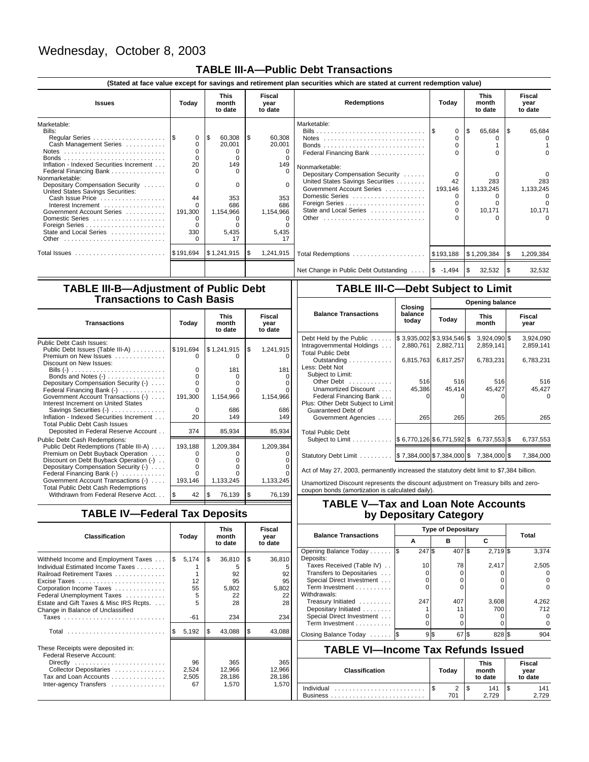Wednesday, October 8, 2003

## TABLE III-A—Public Debt Transactions

(Stated at face value except for savings and retirement plan securities which are stated at current redemption value)

| Issues | Today | This month to date | Fiscal year to date |
|---|---|---|---|
| Marketable: | | | |
| Bills: | | | |
| Regular Series | $ 0 | $ 60,308 | $ 60,308 |
| Cash Management Series | 0 | 20,001 | 20,001 |
| Notes | 0 | 0 | 0 |
| Bonds | 0 | 0 | 0 |
| Inflation - Indexed Securities Increment | 20 | 149 | 149 |
| Federal Financing Bank | 0 | 0 | 0 |
| Nonmarketable: | | | |
| Depositary Compensation Security | 0 | 0 | 0 |
| United States Savings Securities: | | | |
| Cash Issue Price | 44 | 353 | 353 |
| Interest Increment | 0 | 686 | 686 |
| Government Account Series | 191,300 | 1,154,966 | 1,154,966 |
| Domestic Series | 0 | 0 | 0 |
| Foreign Series | 0 | 0 | 0 |
| State and Local Series | 330 | 5,435 | 5,435 |
| Other | 0 | 17 | 17 |
| Total Issues | $191,694 | $1,241,915 | $ 1,241,915 |

| Redemptions | Today | This month to date | Fiscal year to date |
|---|---|---|---|
| Marketable: | | | |
| Bills | $ 0 | $ 65,684 | $ 65,684 |
| Notes | 0 | 0 | 0 |
| Bonds | 0 | 1 | 1 |
| Federal Financing Bank | 0 | 0 | 0 |
| Nonmarketable: | | | |
| Depositary Compensation Security | 0 | 0 | 0 |
| United States Savings Securities | 42 | 283 | 283 |
| Government Account Series | 193,146 | 1,133,245 | 1,133,245 |
| Domestic Series | 0 | 0 | 0 |
| Foreign Series | 0 | 0 | 0 |
| State and Local Series | 0 | 10,171 | 10,171 |
| Other | 0 | 0 | 0 |
| Total Redemptions | $193,188 | $1,209,384 | $ 1,209,384 |
| Net Change in Public Debt Outstanding | $ -1,494 | $ 32,532 | $ 32,532 |

## TABLE III-B—Adjustment of Public Debt Transactions to Cash Basis

| Transactions | Today | This month to date | Fiscal year to date |
|---|---|---|---|
| Public Debt Cash Issues: | | | |
| Public Debt Issues (Table III-A) | $191,694 | $1,241,915 | $ 1,241,915 |
| Premium on New Issues | 0 | 0 | 0 |
| Discount on New Issues: | | | |
| Bills (-) | 0 | 181 | 181 |
| Bonds and Notes (-) | 0 | 0 | 0 |
| Depositary Compensation Security (-) | 0 | 0 | 0 |
| Federal Financing Bank (-) | 0 | 0 | 0 |
| Government Account Transactions (-) | 191,300 | 1,154,966 | 1,154,966 |
| Interest Increment on United States Savings Securities (-) | 0 | 686 | 686 |
| Inflation - Indexed Securities Increment | 20 | 149 | 149 |
| Total Public Debt Cash Issues Deposited in Federal Reserve Account | 374 | 85,934 | 85,934 |
| Public Debt Cash Redemptions: | | | |
| Public Debt Redemptions (Table III-A) | 193,188 | 1,209,384 | 1,209,384 |
| Premium on Debt Buyback Operation | 0 | 0 | 0 |
| Discount on Debt Buyback Operation (-) | 0 | 0 | 0 |
| Depositary Compensation Security (-) | 0 | 0 | 0 |
| Federal Financing Bank (-) | 0 | 0 | 0 |
| Government Account Transactions (-) | 193,146 | 1,133,245 | 1,133,245 |
| Total Public Debt Cash Redemptions Withdrawn from Federal Reserve Acct. | $ 42 | $ 76,139 | $ 76,139 |

## TABLE III-C—Debt Subject to Limit

| Balance Transactions | Closing balance today | Opening balance Today | Opening balance This month | Opening balance Fiscal year |
|---|---|---|---|---|
| Debt Held by the Public | $ 3,935,002 | $ 3,934,546 | $ 3,924,090 | $ 3,924,090 |
| Intragovernmental Holdings | 2,880,761 | 2,882,711 | 2,859,141 | 2,859,141 |
| Total Public Debt Outstanding | 6,815,763 | 6,817,257 | 6,783,231 | 6,783,231 |
| Less: Debt Not Subject to Limit: | | | | |
| Other Debt | 516 | 516 | 516 | 516 |
| Unamortized Discount | 45,386 | 45,414 | 45,427 | 45,427 |
| Federal Financing Bank | 0 | 0 | 0 | 0 |
| Plus: Other Debt Subject to Limit Guaranteed Debt of Government Agencies | 265 | 265 | 265 | 265 |
| Total Public Debt Subject to Limit | $ 6,770,126 | $ 6,771,592 | $ 6,737,553 | $ 6,737,553 |
| Statutory Debt Limit | $ 7,384,000 | $ 7,384,000 | $ 7,384,000 | $ 7,384,000 |

Act of May 27, 2003, permanently increased the statutory debt limit to $7,384 billion.

Unamortized Discount represents the discount adjustment on Treasury bills and zero-coupon bonds (amortization is calculated daily).

## TABLE IV—Federal Tax Deposits

| Classification | Today | This month to date | Fiscal year to date |
|---|---|---|---|
| Withheld Income and Employment Taxes | $ 5,174 | $ 36,810 | $ 36,810 |
| Individual Estimated Income Taxes | 1 | 5 | 5 |
| Railroad Retirement Taxes | 1 | 92 | 92 |
| Excise Taxes | 12 | 95 | 95 |
| Corporation Income Taxes | 55 | 5,802 | 5,802 |
| Federal Unemployment Taxes | 5 | 22 | 22 |
| Estate and Gift Taxes & Misc IRS Rcpts. | 5 | 28 | 28 |
| Change in Balance of Unclassified Taxes | -61 | 234 | 234 |
| Total | $ 5,192 | $ 43,088 | $ 43,088 |
| These Receipts were deposited in: | | | |
| Federal Reserve Account: | | | |
| Directly | 96 | 365 | 365 |
| Collector Depositaries | 2,524 | 12,966 | 12,966 |
| Tax and Loan Accounts | 2,505 | 28,186 | 28,186 |
| Inter-agency Transfers | 67 | 1,570 | 1,570 |

## TABLE V—Tax and Loan Note Accounts by Depositary Category

| Balance Transactions | Type of Depositary A | Type of Depositary B | Type of Depositary C | Total |
|---|---|---|---|---|
| Opening Balance Today | $ 247 | $ 407 | $ 2,719 | $ 3,374 |
| Deposits: | | | | |
| Taxes Received (Table IV) | 10 | 78 | 2,417 | 2,505 |
| Transfers to Depositaries | 0 | 0 | 0 | 0 |
| Special Direct Investment | 0 | 0 | 0 | 0 |
| Term Investment | 0 | 0 | 0 | 0 |
| Withdrawals: | | | | |
| Treasury Initiated | 247 | 407 | 3,608 | 4,262 |
| Depositary Initiated | 1 | 11 | 700 | 712 |
| Special Direct Investment | 0 | 0 | 0 | 0 |
| Term Investment | 0 | 0 | 0 | 0 |
| Closing Balance Today | $ 9 | $ 67 | $ 828 | $ 904 |

## TABLE VI—Income Tax Refunds Issued

| Classification | Today | This month to date | Fiscal year to date |
|---|---|---|---|
| Individual | $ 2 | $ 141 | $ 141 |
| Business | 701 | 2,729 | 2,729 |